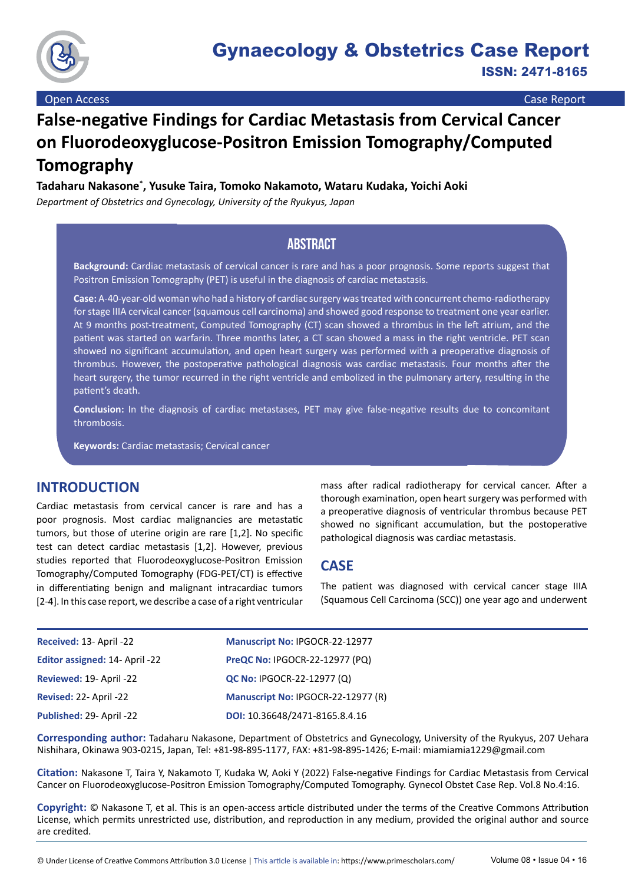# False-negative Findings for Cardiac Metastasis from Cervical Cancer on Fluorodeoxyglucose-Positron Emission Tomography/Computed Tomography

**Tadaharu Nakasone*, Yusuke Taira, Tomoko Nakamoto, Wataru Kudaka, Yoichi Aoki**

*Department of Obstetrics and Gynecology, University of the Ryukyus, Japan*

## ABSTRACT

**Background:** Cardiac metastasis of cervical cancer is rare and has a poor prognosis. Some reports suggest that Positron Emission Tomography (PET) is useful in the diagnosis of cardiac metastasis.

**Case:** A-40-year-old woman who had a history of cardiac surgery was treated with concurrent chemo-radiotherapy for stage IIIA cervical cancer (squamous cell carcinoma) and showed good response to treatment one year earlier. At 9 months post-treatment, Computed Tomography (CT) scan showed a thrombus in the left atrium, and the patient was started on warfarin. Three months later, a CT scan showed a mass in the right ventricle. PET scan showed no significant accumulation, and open heart surgery was performed with a preoperative diagnosis of thrombus. However, the postoperative pathological diagnosis was cardiac metastasis. Four months after the heart surgery, the tumor recurred in the right ventricle and embolized in the pulmonary artery, resulting in the patient's death.

**Conclusion:** In the diagnosis of cardiac metastases, PET may give false-negative results due to concomitant thrombosis.

**Keywords:** Cardiac metastasis; Cervical cancer

## INTRODUCTION

Cardiac metastasis from cervical cancer is rare and has a poor prognosis. Most cardiac malignancies are metastatic tumors, but those of uterine origin are rare [1,2]. No specific test can detect cardiac metastasis [1,2]. However, previous studies reported that Fluorodeoxyglucose-Positron Emission Tomography/Computed Tomography (FDG-PET/CT) is effective in differentiating benign and malignant intracardiac tumors [2-4]. In this case report, we describe a case of a right ventricular mass after radical radiotherapy for cervical cancer. After a thorough examination, open heart surgery was performed with a preoperative diagnosis of ventricular thrombus because PET showed no significant accumulation, but the postoperative pathological diagnosis was cardiac metastasis.

## CASE

The patient was diagnosed with cervical cancer stage IIIA (Squamous Cell Carcinoma (SCC)) one year ago and underwent

| | |
|---|---|
| **Received:** 13- April -22 | **Manuscript No:** IPGOCR-22-12977 |
| **Editor assigned:** 14- April -22 | **PreQC No:** IPGOCR-22-12977 (PQ) |
| **Reviewed:** 19- April -22 | **QC No:** IPGOCR-22-12977 (Q) |
| **Revised:** 22- April -22 | **Manuscript No:** IPGOCR-22-12977 (R) |
| **Published:** 29- April -22 | **DOI:** 10.36648/2471-8165.8.4.16 |

**Corresponding author:** Tadaharu Nakasone, Department of Obstetrics and Gynecology, University of the Ryukyus, 207 Uehara Nishihara, Okinawa 903-0215, Japan, Tel: +81-98-895-1177, FAX: +81-98-895-1426; E-mail: miamiamia1229@gmail.com

**Citation:** Nakasone T, Taira Y, Nakamoto T, Kudaka W, Aoki Y (2022) False-negative Findings for Cardiac Metastasis from Cervical Cancer on Fluorodeoxyglucose-Positron Emission Tomography/Computed Tomography. Gynecol Obstet Case Rep. Vol.8 No.4:16.

**Copyright:** © Nakasone T, et al. This is an open-access article distributed under the terms of the Creative Commons Attribution License, which permits unrestricted use, distribution, and reproduction in any medium, provided the original author and source are credited.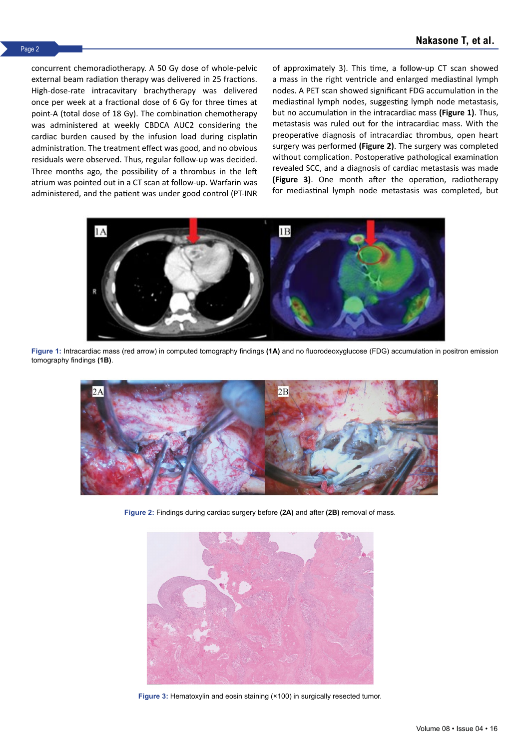concurrent chemoradiotherapy. A 50 Gy dose of whole-pelvic external beam radiation therapy was delivered in 25 fractions. High-dose-rate intracavitary brachytherapy was delivered once per week at a fractional dose of 6 Gy for three times at point-A (total dose of 18 Gy). The combination chemotherapy was administered at weekly CBDCA AUC2 considering the cardiac burden caused by the infusion load during cisplatin administration. The treatment effect was good, and no obvious residuals were observed. Thus, regular follow-up was decided. Three months ago, the possibility of a thrombus in the left atrium was pointed out in a CT scan at follow-up. Warfarin was administered, and the patient was under good control (PT-INR of approximately 3). This time, a follow-up CT scan showed a mass in the right ventricle and enlarged mediastinal lymph nodes. A PET scan showed significant FDG accumulation in the mediastinal lymph nodes, suggesting lymph node metastasis, but no accumulation in the intracardiac mass **(Figure 1)**. Thus, metastasis was ruled out for the intracardiac mass. With the preoperative diagnosis of intracardiac thrombus, open heart surgery was performed **(Figure 2)**. The surgery was completed without complication. Postoperative pathological examination revealed SCC, and a diagnosis of cardiac metastasis was made **(Figure 3)**. One month after the operation, radiotherapy for mediastinal lymph node metastasis was completed, but

**Figure 1:** Intracardiac mass (red arrow) in computed tomography findings **(1A)** and no fluorodeoxyglucose (FDG) accumulation in positron emission tomography findings **(1B)**.

**Figure 2:** Findings during cardiac surgery before **(2A)** and after **(2B)** removal of mass.

**Figure 3:** Hematoxylin and eosin staining (×100) in surgically resected tumor.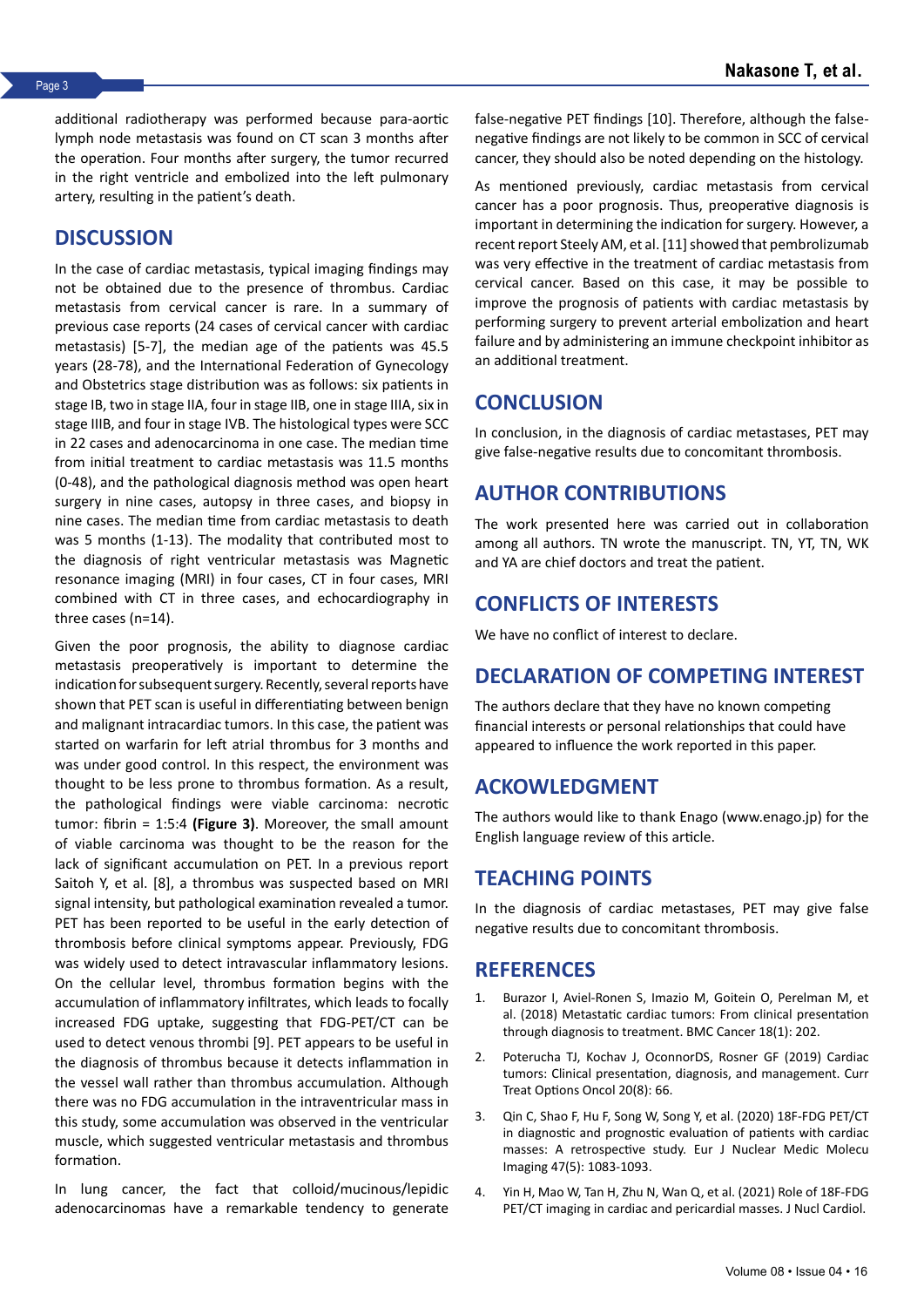additional radiotherapy was performed because para-aortic lymph node metastasis was found on CT scan 3 months after the operation. Four months after surgery, the tumor recurred in the right ventricle and embolized into the left pulmonary artery, resulting in the patient's death.

## DISCUSSION

In the case of cardiac metastasis, typical imaging findings may not be obtained due to the presence of thrombus. Cardiac metastasis from cervical cancer is rare. In a summary of previous case reports (24 cases of cervical cancer with cardiac metastasis) [5-7], the median age of the patients was 45.5 years (28-78), and the International Federation of Gynecology and Obstetrics stage distribution was as follows: six patients in stage IB, two in stage IIA, four in stage IIB, one in stage IIIA, six in stage IIIB, and four in stage IVB. The histological types were SCC in 22 cases and adenocarcinoma in one case. The median time from initial treatment to cardiac metastasis was 11.5 months (0-48), and the pathological diagnosis method was open heart surgery in nine cases, autopsy in three cases, and biopsy in nine cases. The median time from cardiac metastasis to death was 5 months (1-13). The modality that contributed most to the diagnosis of right ventricular metastasis was Magnetic resonance imaging (MRI) in four cases, CT in four cases, MRI combined with CT in three cases, and echocardiography in three cases (n=14).

Given the poor prognosis, the ability to diagnose cardiac metastasis preoperatively is important to determine the indication for subsequent surgery. Recently, several reports have shown that PET scan is useful in differentiating between benign and malignant intracardiac tumors. In this case, the patient was started on warfarin for left atrial thrombus for 3 months and was under good control. In this respect, the environment was thought to be less prone to thrombus formation. As a result, the pathological findings were viable carcinoma: necrotic tumor: fibrin = 1:5:4 **(Figure 3)**. Moreover, the small amount of viable carcinoma was thought to be the reason for the lack of significant accumulation on PET. In a previous report Saitoh Y, et al. [8], a thrombus was suspected based on MRI signal intensity, but pathological examination revealed a tumor. PET has been reported to be useful in the early detection of thrombosis before clinical symptoms appear. Previously, FDG was widely used to detect intravascular inflammatory lesions. On the cellular level, thrombus formation begins with the accumulation of inflammatory infiltrates, which leads to focally increased FDG uptake, suggesting that FDG-PET/CT can be used to detect venous thrombi [9]. PET appears to be useful in the diagnosis of thrombus because it detects inflammation in the vessel wall rather than thrombus accumulation. Although there was no FDG accumulation in the intraventricular mass in this study, some accumulation was observed in the ventricular muscle, which suggested ventricular metastasis and thrombus formation.

In lung cancer, the fact that colloid/mucinous/lepidic adenocarcinomas have a remarkable tendency to generate false-negative PET findings [10]. Therefore, although the false-negative findings are not likely to be common in SCC of cervical cancer, they should also be noted depending on the histology.

As mentioned previously, cardiac metastasis from cervical cancer has a poor prognosis. Thus, preoperative diagnosis is important in determining the indication for surgery. However, a recent report Steely AM, et al. [11] showed that pembrolizumab was very effective in the treatment of cardiac metastasis from cervical cancer. Based on this case, it may be possible to improve the prognosis of patients with cardiac metastasis by performing surgery to prevent arterial embolization and heart failure and by administering an immune checkpoint inhibitor as an additional treatment.

## CONCLUSION

In conclusion, in the diagnosis of cardiac metastases, PET may give false-negative results due to concomitant thrombosis.

## AUTHOR CONTRIBUTIONS

The work presented here was carried out in collaboration among all authors. TN wrote the manuscript. TN, YT, TN, WK and YA are chief doctors and treat the patient.

## CONFLICTS OF INTERESTS

We have no conflict of interest to declare.

## DECLARATION OF COMPETING INTEREST

The authors declare that they have no known competing financial interests or personal relationships that could have appeared to influence the work reported in this paper.

## ACKOWLEDGMENT

The authors would like to thank Enago (www.enago.jp) for the English language review of this article.

## TEACHING POINTS

In the diagnosis of cardiac metastases, PET may give false negative results due to concomitant thrombosis.

## REFERENCES

1. Burazor I, Aviel-Ronen S, Imazio M, Goitein O, Perelman M, et al. (2018) Metastatic cardiac tumors: From clinical presentation through diagnosis to treatment. BMC Cancer 18(1): 202.
2. Poterucha TJ, Kochav J, OconnorDS, Rosner GF (2019) Cardiac tumors: Clinical presentation, diagnosis, and management. Curr Treat Options Oncol 20(8): 66.
3. Qin C, Shao F, Hu F, Song W, Song Y, et al. (2020) 18F-FDG PET/CT in diagnostic and prognostic evaluation of patients with cardiac masses: A retrospective study. Eur J Nuclear Medic Molecu Imaging 47(5): 1083-1093.
4. Yin H, Mao W, Tan H, Zhu N, Wan Q, et al. (2021) Role of 18F-FDG PET/CT imaging in cardiac and pericardial masses. J Nucl Cardiol.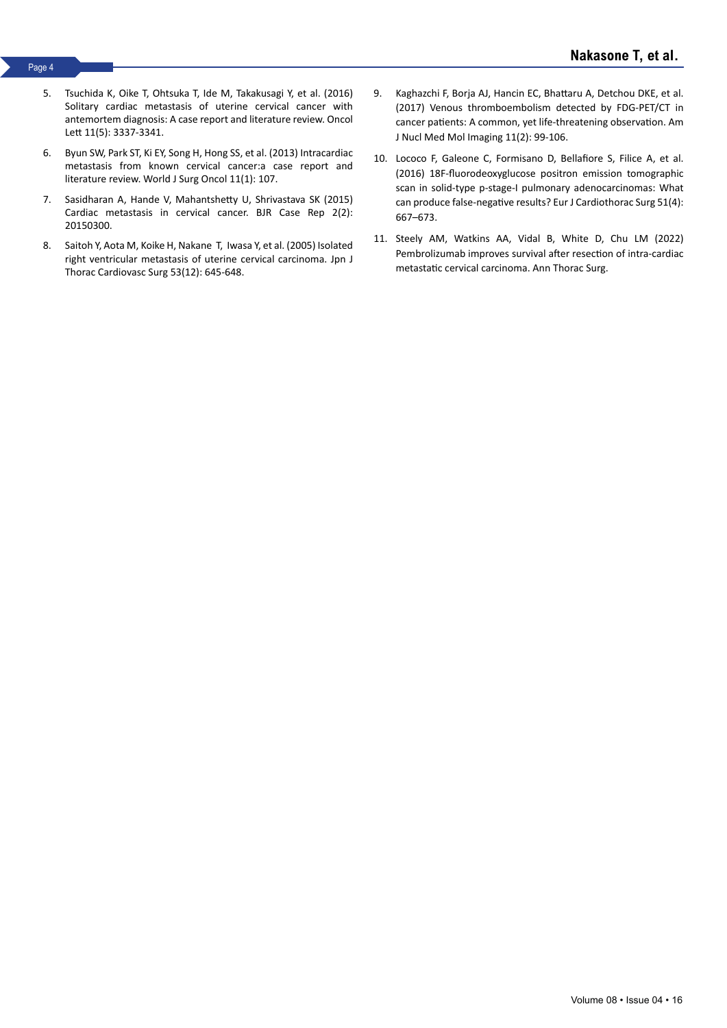5. Tsuchida K, Oike T, Ohtsuka T, Ide M, Takakusagi Y, et al. (2016) Solitary cardiac metastasis of uterine cervical cancer with antemortem diagnosis: A case report and literature review. Oncol Lett 11(5): 3337-3341.

6. Byun SW, Park ST, Ki EY, Song H, Hong SS, et al. (2013) Intracardiac metastasis from known cervical cancer:a case report and literature review. World J Surg Oncol 11(1): 107.

7. Sasidharan A, Hande V, Mahantshetty U, Shrivastava SK (2015) Cardiac metastasis in cervical cancer. BJR Case Rep 2(2): 20150300.

8. Saitoh Y, Aota M, Koike H, Nakane T, Iwasa Y, et al. (2005) Isolated right ventricular metastasis of uterine cervical carcinoma. Jpn J Thorac Cardiovasc Surg 53(12): 645-648.

9. Kaghazchi F, Borja AJ, Hancin EC, Bhattaru A, Detchou DKE, et al. (2017) Venous thromboembolism detected by FDG-PET/CT in cancer patients: A common, yet life-threatening observation. Am J Nucl Med Mol Imaging 11(2): 99-106.

10. Lococo F, Galeone C, Formisano D, Bellafiore S, Filice A, et al. (2016) 18F-fluorodeoxyglucose positron emission tomographic scan in solid-type p-stage-I pulmonary adenocarcinomas: What can produce false-negative results? Eur J Cardiothorac Surg 51(4): 667–673.

11. Steely AM, Watkins AA, Vidal B, White D, Chu LM (2022) Pembrolizumab improves survival after resection of intra-cardiac metastatic cervical carcinoma. Ann Thorac Surg.